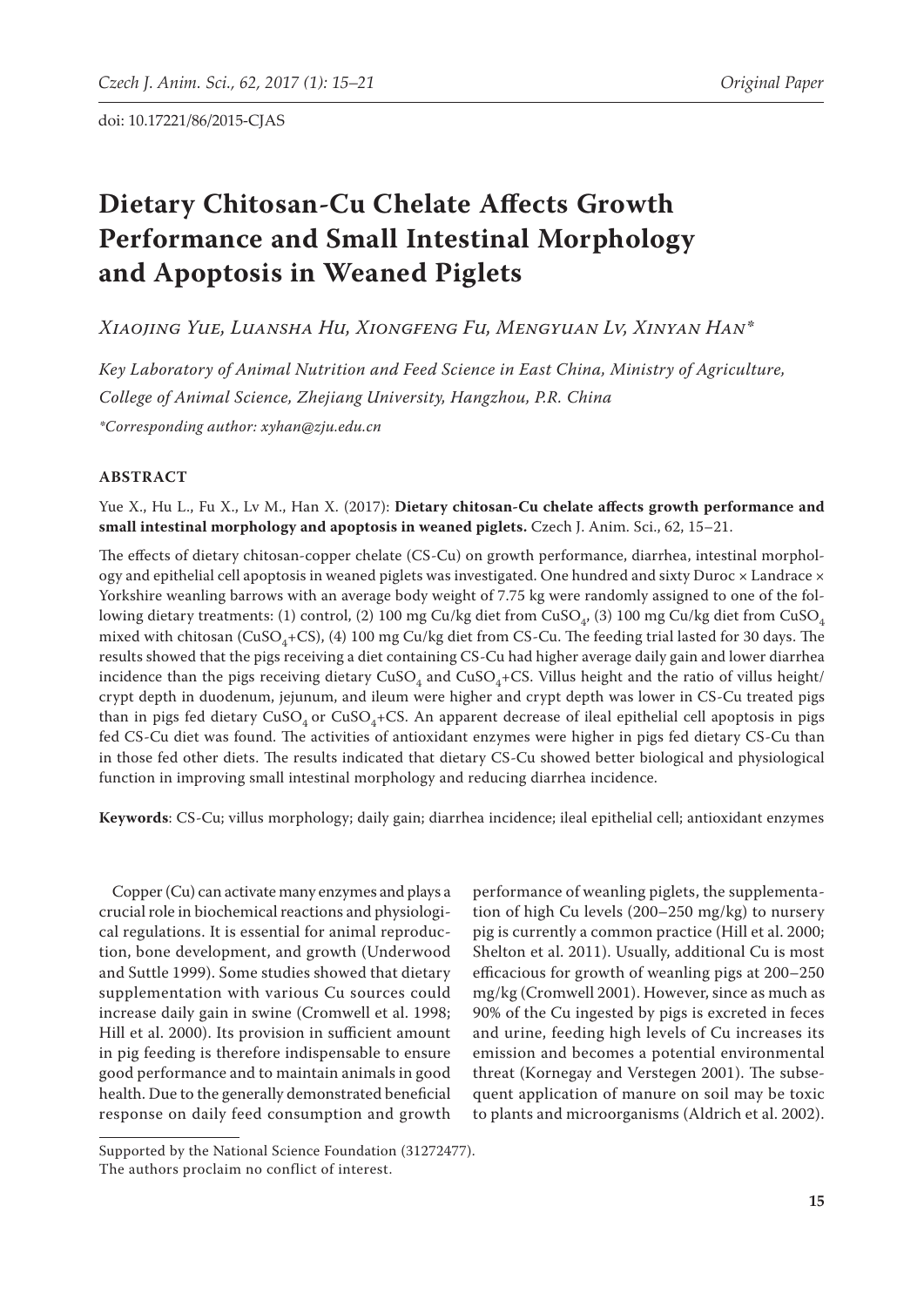doi: 10.17221/86/2015-CJAS

# Dietary Chitosan-Cu Chelate Affects Growth Performance and Small Intestinal Morphology and Apoptosis in Weaned Piglets

*Xiaojing Yue, Luansha Hu, Xiongfeng Fu, Mengyuan Lv, Xinyan Han**

*Key Laboratory of Animal Nutrition and Feed Science in East China, Ministry of Agriculture, College of Animal Science, Zhejiang University, Hangzhou, P.R. China*

*\*Corresponding author: xyhan@zju.edu.cn*

## ABSTRACT

Yue X., Hu L., Fu X., Lv M., Han X. (2017): **Dietary chitosan-Cu chelate affects growth performance and small intestinal morphology and apoptosis in weaned piglets.** Czech J. Anim. Sci., 62, 15–21.

The effects of dietary chitosan-copper chelate (CS-Cu) on growth performance, diarrhea, intestinal morphology and epithelial cell apoptosis in weaned piglets was investigated. One hundred and sixty Duroc × Landrace × Yorkshire weanling barrows with an average body weight of 7.75 kg were randomly assigned to one of the following dietary treatments: (1) control, (2) 100 mg Cu/kg diet from $CuSO_4$, (3) 100 mg Cu/kg diet from $CuSO_4$ mixed with chitosan ($CuSO_4$+CS), (4) 100 mg Cu/kg diet from CS-Cu. The feeding trial lasted for 30 days. The results showed that the pigs receiving a diet containing CS-Cu had higher average daily gain and lower diarrhea incidence than the pigs receiving dietary $CuSO_4$ and $CuSO_4$+CS. Villus height and the ratio of villus height/crypt depth in duodenum, jejunum, and ileum were higher and crypt depth was lower in CS-Cu treated pigs than in pigs fed dietary $CuSO_4$ or $CuSO_4$+CS. An apparent decrease of ileal epithelial cell apoptosis in pigs fed CS-Cu diet was found. The activities of antioxidant enzymes were higher in pigs fed dietary CS-Cu than in those fed other diets. The results indicated that dietary CS-Cu showed better biological and physiological function in improving small intestinal morphology and reducing diarrhea incidence.

**Keywords**: CS-Cu; villus morphology; daily gain; diarrhea incidence; ileal epithelial cell; antioxidant enzymes

Copper (Cu) can activate many enzymes and plays a crucial role in biochemical reactions and physiological regulations. It is essential for animal reproduction, bone development, and growth (Underwood and Suttle 1999). Some studies showed that dietary supplementation with various Cu sources could increase daily gain in swine (Cromwell et al. 1998; Hill et al. 2000). Its provision in sufficient amount in pig feeding is therefore indispensable to ensure good performance and to maintain animals in good health. Due to the generally demonstrated beneficial response on daily feed consumption and growth performance of weanling piglets, the supplementation of high Cu levels (200–250 mg/kg) to nursery pig is currently a common practice (Hill et al. 2000; Shelton et al. 2011). Usually, additional Cu is most efficacious for growth of weanling pigs at 200–250 mg/kg (Cromwell 2001). However, since as much as 90% of the Cu ingested by pigs is excreted in feces and urine, feeding high levels of Cu increases its emission and becomes a potential environmental threat (Kornegay and Verstegen 2001). The subsequent application of manure on soil may be toxic to plants and microorganisms (Aldrich et al. 2002).

Supported by the National Science Foundation (31272477).
The authors proclaim no conflict of interest.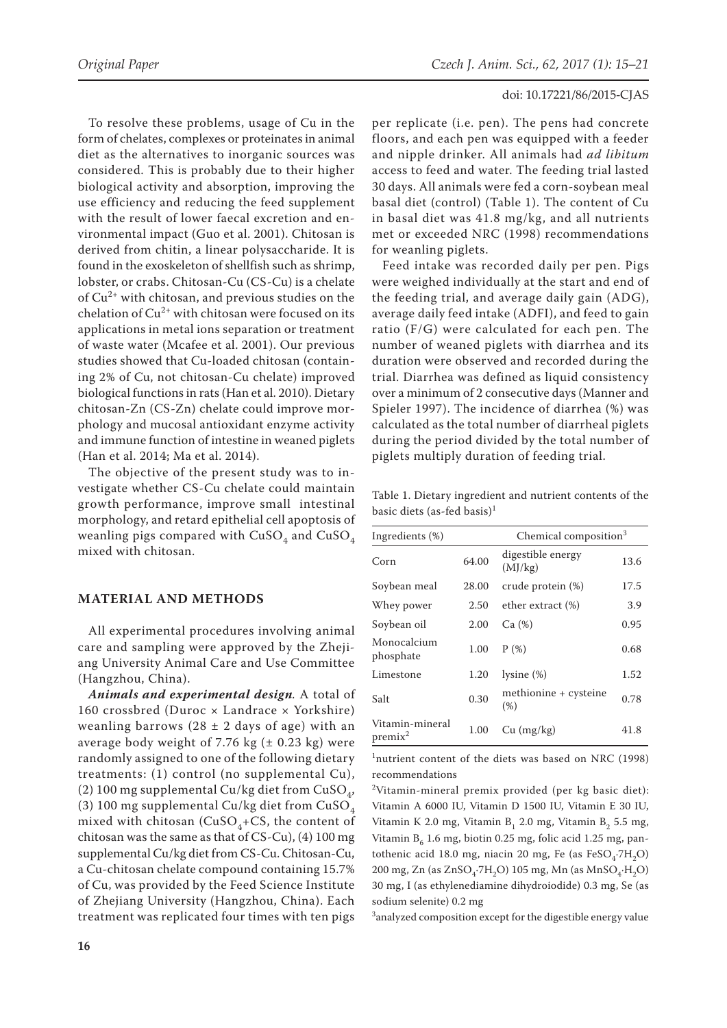To resolve these problems, usage of Cu in the form of chelates, complexes or proteinates in animal diet as the alternatives to inorganic sources was considered. This is probably due to their higher biological activity and absorption, improving the use efficiency and reducing the feed supplement with the result of lower faecal excretion and environmental impact (Guo et al. 2001). Chitosan is derived from chitin, a linear polysaccharide. It is found in the exoskeleton of shellfish such as shrimp, lobster, or crabs. Chitosan-Cu (CS-Cu) is a chelate of $Cu^{2+}$ with chitosan, and previous studies on the chelation of $Cu^{2+}$ with chitosan were focused on its applications in metal ions separation or treatment of waste water (Mcafee et al. 2001). Our previous studies showed that Cu-loaded chitosan (containing 2% of Cu, not chitosan-Cu chelate) improved biological functions in rats (Han et al. 2010). Dietary chitosan-Zn (CS-Zn) chelate could improve morphology and mucosal antioxidant enzyme activity and immune function of intestine in weaned piglets (Han et al. 2014; Ma et al. 2014).

The objective of the present study was to investigate whether CS-Cu chelate could maintain growth performance, improve small intestinal morphology, and retard epithelial cell apoptosis of weanling pigs compared with $CuSO_4$ and $CuSO_4$ mixed with chitosan.

## MATERIAL AND METHODS

All experimental procedures involving animal care and sampling were approved by the Zhejiang University Animal Care and Use Committee (Hangzhou, China).

***Animals and experimental design.*** A total of 160 crossbred (Duroc × Landrace × Yorkshire) weanling barrows (28 ± 2 days of age) with an average body weight of 7.76 kg (± 0.23 kg) were randomly assigned to one of the following dietary treatments: (1) control (no supplemental Cu), (2) 100 mg supplemental Cu/kg diet from $CuSO_4$, (3) 100 mg supplemental Cu/kg diet from $CuSO_4$ mixed with chitosan ($CuSO_4$+CS, the content of chitosan was the same as that of CS-Cu), (4) 100 mg supplemental Cu/kg diet from CS-Cu. Chitosan-Cu, a Cu-chitosan chelate compound containing 15.7% of Cu, was provided by the Feed Science Institute of Zhejiang University (Hangzhou, China). Each treatment was replicated four times with ten pigs per replicate (i.e. pen). The pens had concrete floors, and each pen was equipped with a feeder and nipple drinker. All animals had *ad libitum* access to feed and water. The feeding trial lasted 30 days. All animals were fed a corn-soybean meal basal diet (control) (Table 1). The content of Cu in basal diet was 41.8 mg/kg, and all nutrients met or exceeded NRC (1998) recommendations for weanling piglets.

Feed intake was recorded daily per pen. Pigs were weighed individually at the start and end of the feeding trial, and average daily gain (ADG), average daily feed intake (ADFI), and feed to gain ratio (F/G) were calculated for each pen. The number of weaned piglets with diarrhea and its duration were observed and recorded during the trial. Diarrhea was defined as liquid consistency over a minimum of 2 consecutive days (Manner and Spieler 1997). The incidence of diarrhea (%) was calculated as the total number of diarrheal piglets during the period divided by the total number of piglets multiply duration of feeding trial.

Table 1. Dietary ingredient and nutrient contents of the basic diets (as-fed basis)[1]

| Ingredients (%) | | Chemical composition[3] | |
|---|---|---|---|
| Corn | 64.00 | digestible energy (MJ/kg) | 13.6 |
| Soybean meal | 28.00 | crude protein (%) | 17.5 |
| Whey power | 2.50 | ether extract (%) | 3.9 |
| Soybean oil | 2.00 | Ca (%) | 0.95 |
| Monocalcium phosphate | 1.00 | P (%) | 0.68 |
| Limestone | 1.20 | lysine (%) | 1.52 |
| Salt | 0.30 | methionine + cysteine (%) | 0.78 |
| Vitamin-mineral premix[2] | 1.00 | Cu (mg/kg) | 41.8 |

[1]nutrient content of the diets was based on NRC (1998) recommendations

[2]Vitamin-mineral premix provided (per kg basic diet): Vitamin A 6000 IU, Vitamin D 1500 IU, Vitamin E 30 IU, Vitamin K 2.0 mg, Vitamin $B_1$ 2.0 mg, Vitamin $B_2$ 5.5 mg, Vitamin $B_6$ 1.6 mg, biotin 0.25 mg, folic acid 1.25 mg, pantothenic acid 18.0 mg, niacin 20 mg, Fe (as $FeSO_4 \cdot 7H_2O$) 200 mg, Zn (as $ZnSO_4 \cdot 7H_2O$) 105 mg, Mn (as $MnSO_4 \cdot H_2O$) 30 mg, I (as ethylenediamine dihydroiodide) 0.3 mg, Se (as sodium selenite) 0.2 mg

[3]analyzed composition except for the digestible energy value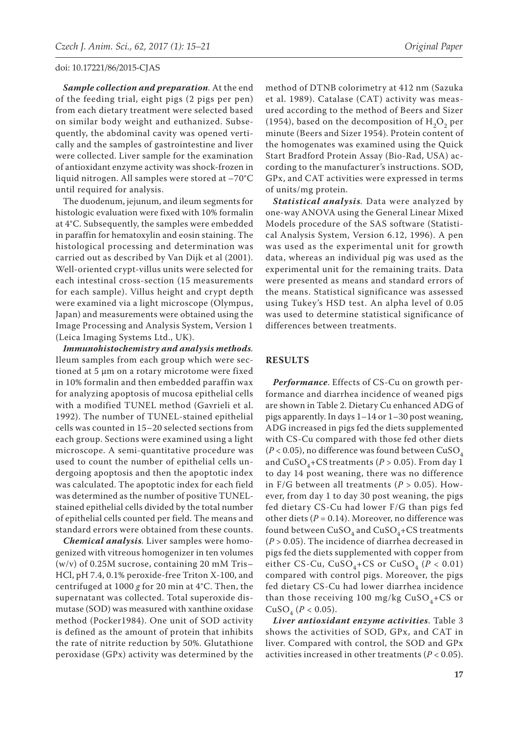***Sample collection and preparation.*** At the end of the feeding trial, eight pigs (2 pigs per pen) from each dietary treatment were selected based on similar body weight and euthanized. Subsequently, the abdominal cavity was opened vertically and the samples of gastrointestine and liver were collected. Liver sample for the examination of antioxidant enzyme activity was shock-frozen in liquid nitrogen. All samples were stored at −70°C until required for analysis.

The duodenum, jejunum, and ileum segments for histologic evaluation were fixed with 10% formalin at 4°C. Subsequently, the samples were embedded in paraffin for hematoxylin and eosin staining. The histological processing and determination was carried out as described by Van Dijk et al (2001). Well-oriented crypt-villus units were selected for each intestinal cross-section (15 measurements for each sample). Villus height and crypt depth were examined via a light microscope (Olympus, Japan) and measurements were obtained using the Image Processing and Analysis System, Version 1 (Leica Imaging Systems Ltd., UK).

***Immunohistochemistry and analysis methods.*** Ileum samples from each group which were sectioned at 5 μm on a rotary microtome were fixed in 10% formalin and then embedded paraffin wax for analyzing apoptosis of mucosa epithelial cells with a modified TUNEL method (Gavrieli et al. 1992). The number of TUNEL-stained epithelial cells was counted in 15–20 selected sections from each group. Sections were examined using a light microscope. A semi-quantitative procedure was used to count the number of epithelial cells undergoing apoptosis and then the apoptotic index was calculated. The apoptotic index for each field was determined as the number of positive TUNEL-stained epithelial cells divided by the total number of epithelial cells counted per field. The means and standard errors were obtained from these counts.

***Chemical analysis.*** Liver samples were homogenized with vitreous homogenizer in ten volumes (w/v) of 0.25M sucrose, containing 20 mM Tris–HCl, pH 7.4, 0.1% peroxide-free Triton X-100, and centrifuged at 1000 *g* for 20 min at 4°C. Then, the supernatant was collected. Total superoxide dismutase (SOD) was measured with xanthine oxidase method (Pocker1984). One unit of SOD activity is defined as the amount of protein that inhibits the rate of nitrite reduction by 50%. Glutathione peroxidase (GPx) activity was determined by the method of DTNB colorimetry at 412 nm (Sazuka et al. 1989). Catalase (CAT) activity was measured according to the method of Beers and Sizer (1954), based on the decomposition of $H_2O_2$ per minute (Beers and Sizer 1954). Protein content of the homogenates was examined using the Quick Start Bradford Protein Assay (Bio-Rad, USA) according to the manufacturer's instructions. SOD, GPx, and CAT activities were expressed in terms of units/mg protein.

***Statistical analysis.*** Data were analyzed by one-way ANOVA using the General Linear Mixed Models procedure of the SAS software (Statistical Analysis System, Version 6.12, 1996). A pen was used as the experimental unit for growth data, whereas an individual pig was used as the experimental unit for the remaining traits. Data were presented as means and standard errors of the means. Statistical significance was assessed using Tukey's HSD test. An alpha level of 0.05 was used to determine statistical significance of differences between treatments.

## RESULTS

***Performance.*** Effects of CS-Cu on growth performance and diarrhea incidence of weaned pigs are shown in Table 2. Dietary Cu enhanced ADG of pigs apparently. In days 1–14 or 1–30 post weaning, ADG increased in pigs fed the diets supplemented with CS-Cu compared with those fed other diets ($P < 0.05$), no difference was found between $CuSO_4$ and $CuSO_4$+CS treatments ($P > 0.05$). From day 1 to day 14 post weaning, there was no difference in F/G between all treatments ($P > 0.05$). However, from day 1 to day 30 post weaning, the pigs fed dietary CS-Cu had lower F/G than pigs fed other diets ($P = 0.14$). Moreover, no difference was found between $CuSO_4$ and $CuSO_4$+CS treatments ($P > 0.05$). The incidence of diarrhea decreased in pigs fed the diets supplemented with copper from either CS-Cu, $CuSO_4$+CS or $CuSO_4$ ($P < 0.01$) compared with control pigs. Moreover, the pigs fed dietary CS-Cu had lower diarrhea incidence than those receiving 100 mg/kg $CuSO_4$+CS or $CuSO_4$ ($P < 0.05$).

***Liver antioxidant enzyme activities.*** Table 3 shows the activities of SOD, GPx, and CAT in liver. Compared with control, the SOD and GPx activities increased in other treatments ($P < 0.05$).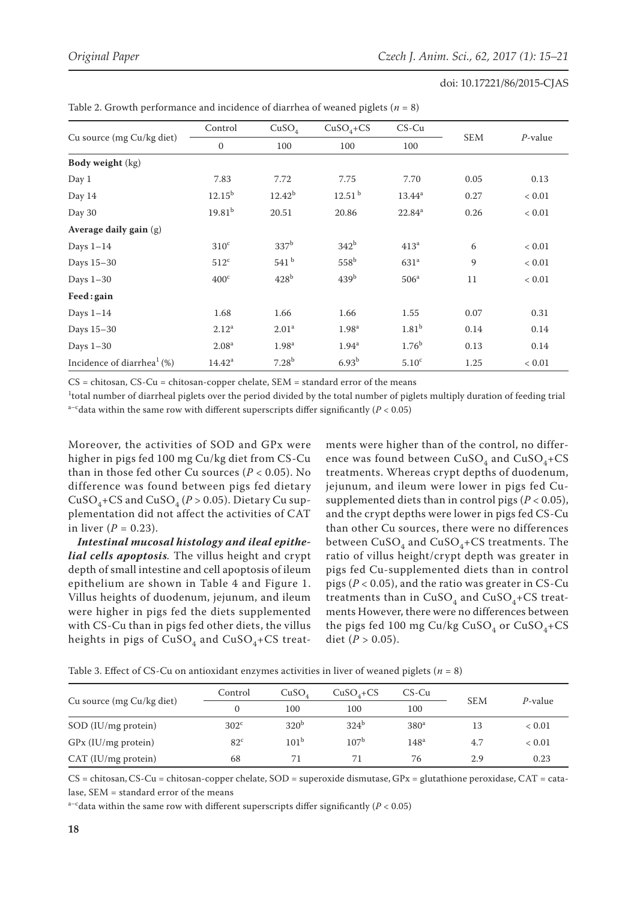Table 2. Growth performance and incidence of diarrhea of weaned piglets ($n$ = 8)

| Cu source (mg Cu/kg diet) | Control | $CuSO_4$ | $CuSO_4$+CS | CS-Cu | SEM | $P$-value |
|---|---|---|---|---|---|---|
| | 0 | 100 | 100 | 100 | | |
| **Body weight** (kg) | | | | | | |
| Day 1 | 7.83 | 7.72 | 7.75 | 7.70 | 0.05 | 0.13 |
| Day 14 | $12.15^{b}$ | $12.42^{b}$ | $12.51^{b}$ | $13.44^{a}$ | 0.27 | < 0.01 |
| Day 30 | $19.81^{b}$ | 20.51 | 20.86 | $22.84^{a}$ | 0.26 | < 0.01 |
| **Average daily gain** (g) | | | | | | |
| Days 1–14 | $310^{c}$ | $337^{b}$ | $342^{b}$ | $413^{a}$ | 6 | < 0.01 |
| Days 15–30 | $512^{c}$ | $541^{b}$ | $558^{b}$ | $631^{a}$ | 9 | < 0.01 |
| Days 1–30 | $400^{c}$ | $428^{b}$ | $439^{b}$ | $506^{a}$ | 11 | < 0.01 |
| **Feed : gain** | | | | | | |
| Days 1–14 | 1.68 | 1.66 | 1.66 | 1.55 | 0.07 | 0.31 |
| Days 15–30 | $2.12^{a}$ | $2.01^{a}$ | $1.98^{a}$ | $1.81^{b}$ | 0.14 | 0.14 |
| Days 1–30 | $2.08^{a}$ | $1.98^{a}$ | $1.94^{a}$ | $1.76^{b}$ | 0.13 | 0.14 |
| Incidence of diarrhea[1] (%) | $14.42^{a}$ | $7.28^{b}$ | $6.93^{b}$ | $5.10^{c}$ | 1.25 | < 0.01 |

CS = chitosan, CS-Cu = chitosan-copper chelate, SEM = standard error of the means

[1]total number of diarrheal piglets over the period divided by the total number of piglets multiply duration of feeding trial

[a–c]data within the same row with different superscripts differ significantly ($P$ < 0.05)

Moreover, the activities of SOD and GPx were higher in pigs fed 100 mg Cu/kg diet from CS-Cu than in those fed other Cu sources ($P$ < 0.05). No difference was found between pigs fed dietary $CuSO_4$+CS and $CuSO_4$ ($P$ > 0.05). Dietary Cu supplementation did not affect the activities of CAT in liver ($P$ = 0.23).

***Intestinal mucosal histology and ileal epithelial cells apoptosis*.** The villus height and crypt depth of small intestine and cell apoptosis of ileum epithelium are shown in Table 4 and Figure 1. Villus heights of duodenum, jejunum, and ileum were higher in pigs fed the diets supplemented with CS-Cu than in pigs fed other diets, the villus heights in pigs of $CuSO_4$ and $CuSO_4$+CS treatments were higher than of the control, no difference was found between $CuSO_4$ and $CuSO_4$+CS treatments. Whereas crypt depths of duodenum, jejunum, and ileum were lower in pigs fed Cu-supplemented diets than in control pigs ($P$ < 0.05), and the crypt depths were lower in pigs fed CS-Cu than other Cu sources, there were no differences between $CuSO_4$ and $CuSO_4$+CS treatments. The ratio of villus height/crypt depth was greater in pigs fed Cu-supplemented diets than in control pigs ($P$ < 0.05), and the ratio was greater in CS-Cu treatments than in $CuSO_4$ and $CuSO_4$+CS treatments However, there were no differences between the pigs fed 100 mg Cu/kg $CuSO_4$ or $CuSO_4$+CS diet ($P$ > 0.05).

Table 3. Effect of CS-Cu on antioxidant enzymes activities in liver of weaned piglets ($n$ = 8)

| Cu source (mg Cu/kg diet) | Control | $CuSO_4$ | $CuSO_4$+CS | CS-Cu | SEM | $P$-value |
|---|---|---|---|---|---|---|
| | 0 | 100 | 100 | 100 | | |
| SOD (IU/mg protein) | $302^{c}$ | $320^{b}$ | $324^{b}$ | $380^{a}$ | 13 | < 0.01 |
| GPx (IU/mg protein) | $82^{c}$ | $101^{b}$ | $107^{b}$ | $148^{a}$ | 4.7 | < 0.01 |
| CAT (IU/mg protein) | 68 | 71 | 71 | 76 | 2.9 | 0.23 |

CS = chitosan, CS-Cu = chitosan-copper chelate, SOD = superoxide dismutase, GPx = glutathione peroxidase, CAT = catalase, SEM = standard error of the means

[a–c]data within the same row with different superscripts differ significantly ($P$ < 0.05)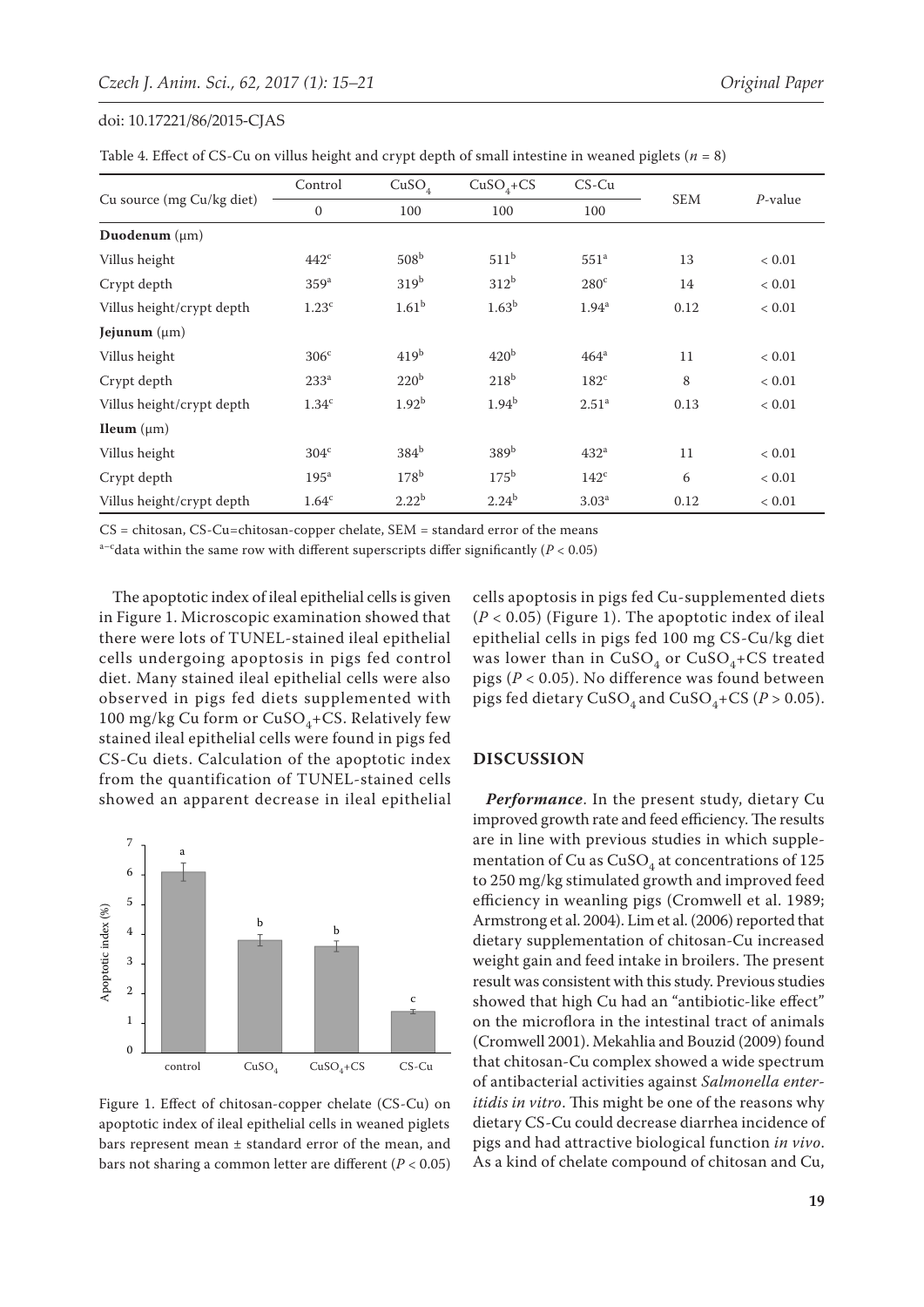doi: 10.17221/86/2015-CJAS

Table 4. Effect of CS-Cu on villus height and crypt depth of small intestine in weaned piglets ($n$ = 8)

| Cu source (mg Cu/kg diet) | Control | $CuSO_4$ | $CuSO_4$+CS | CS-Cu | SEM | $P$-value |
|---|---|---|---|---|---|---|
| | 0 | 100 | 100 | 100 | | |
| **Duodenum** (μm) | | | | | | |
| Villus height | 442[c] | 508[b] | 511[b] | 551[a] | 13 | < 0.01 |
| Crypt depth | 359[a] | 319[b] | 312[b] | 280[c] | 14 | < 0.01 |
| Villus height/crypt depth | 1.23[c] | 1.61[b] | 1.63[b] | 1.94[a] | 0.12 | < 0.01 |
| **Jejunum** (μm) | | | | | | |
| Villus height | 306[c] | 419[b] | 420[b] | 464[a] | 11 | < 0.01 |
| Crypt depth | 233[a] | 220[b] | 218[b] | 182[c] | 8 | < 0.01 |
| Villus height/crypt depth | 1.34[c] | 1.92[b] | 1.94[b] | 2.51[a] | 0.13 | < 0.01 |
| **Ileum** (μm) | | | | | | |
| Villus height | 304[c] | 384[b] | 389[b] | 432[a] | 11 | < 0.01 |
| Crypt depth | 195[a] | 178[b] | 175[b] | 142[c] | 6 | < 0.01 |
| Villus height/crypt depth | 1.64[c] | 2.22[b] | 2.24[b] | 3.03[a] | 0.12 | < 0.01 |

CS = chitosan, CS-Cu=chitosan-copper chelate, SEM = standard error of the means

[a–c]data within the same row with different superscripts differ significantly ($P < 0.05$)

The apoptotic index of ileal epithelial cells is given in Figure 1. Microscopic examination showed that there were lots of TUNEL-stained ileal epithelial cells undergoing apoptosis in pigs fed control diet. Many stained ileal epithelial cells were also observed in pigs fed diets supplemented with 100 mg/kg Cu form or $CuSO_4$+CS. Relatively few stained ileal epithelial cells were found in pigs fed CS-Cu diets. Calculation of the apoptotic index from the quantification of TUNEL-stained cells showed an apparent decrease in ileal epithelial cells apoptosis in pigs fed Cu-supplemented diets ($P < 0.05$) (Figure 1). The apoptotic index of ileal epithelial cells in pigs fed 100 mg CS-Cu/kg diet was lower than in $CuSO_4$ or $CuSO_4$+CS treated pigs ($P < 0.05$). No difference was found between pigs fed dietary $CuSO_4$ and $CuSO_4$+CS ($P > 0.05$).

Figure 1. Effect of chitosan-copper chelate (CS-Cu) on apoptotic index of ileal epithelial cells in weaned piglets bars represent mean ± standard error of the mean, and bars not sharing a common letter are different ($P < 0.05$)

## DISCUSSION

***Performance***. In the present study, dietary Cu improved growth rate and feed efficiency. The results are in line with previous studies in which supplementation of Cu as $CuSO_4$ at concentrations of 125 to 250 mg/kg stimulated growth and improved feed efficiency in weanling pigs (Cromwell et al. 1989; Armstrong et al. 2004). Lim et al. (2006) reported that dietary supplementation of chitosan-Cu increased weight gain and feed intake in broilers. The present result was consistent with this study. Previous studies showed that high Cu had an "antibiotic-like effect" on the microflora in the intestinal tract of animals (Cromwell 2001). Mekahlia and Bouzid (2009) found that chitosan-Cu complex showed a wide spectrum of antibacterial activities against *Salmonella enteritidis in vitro*. This might be one of the reasons why dietary CS-Cu could decrease diarrhea incidence of pigs and had attractive biological function *in vivo*. As a kind of chelate compound of chitosan and Cu,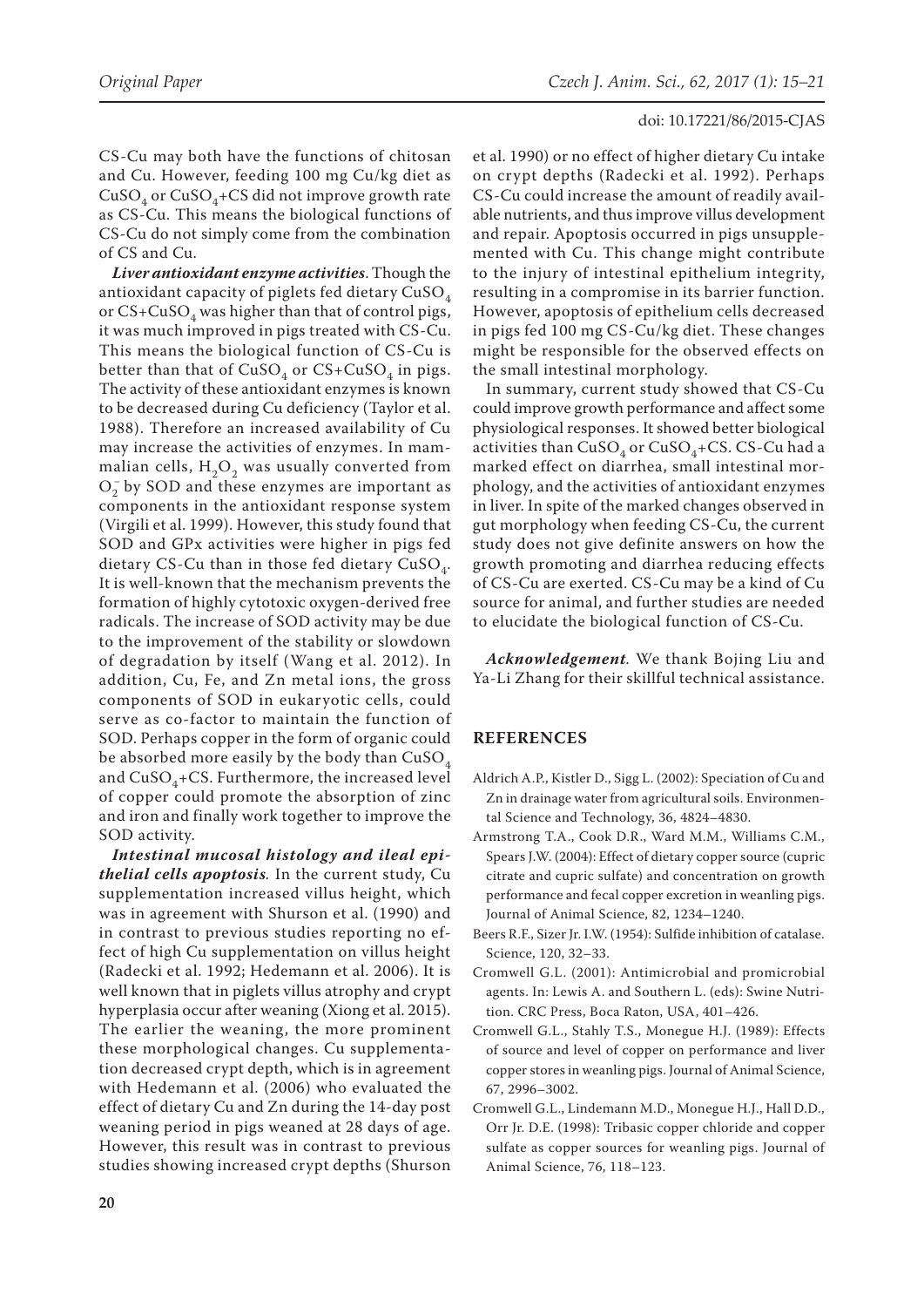CS-Cu may both have the functions of chitosan and Cu. However, feeding 100 mg Cu/kg diet as $CuSO_4$ or $CuSO_4$+CS did not improve growth rate as CS-Cu. This means the biological functions of CS-Cu do not simply come from the combination of CS and Cu.

***Liver antioxidant enzyme activities***. Though the antioxidant capacity of piglets fed dietary $CuSO_4$ or CS+$CuSO_4$ was higher than that of control pigs, it was much improved in pigs treated with CS-Cu. This means the biological function of CS-Cu is better than that of $CuSO_4$ or CS+$CuSO_4$ in pigs. The activity of these antioxidant enzymes is known to be decreased during Cu deficiency (Taylor et al. 1988). Therefore an increased availability of Cu may increase the activities of enzymes. In mammalian cells, $H_2O_2$ was usually converted from $O_2^-$ by SOD and these enzymes are important as components in the antioxidant response system (Virgili et al. 1999). However, this study found that SOD and GPx activities were higher in pigs fed dietary CS-Cu than in those fed dietary $CuSO_4$. It is well-known that the mechanism prevents the formation of highly cytotoxic oxygen-derived free radicals. The increase of SOD activity may be due to the improvement of the stability or slowdown of degradation by itself (Wang et al. 2012). In addition, Cu, Fe, and Zn metal ions, the gross components of SOD in eukaryotic cells, could serve as co-factor to maintain the function of SOD. Perhaps copper in the form of organic could be absorbed more easily by the body than $CuSO_4$ and $CuSO_4$+CS. Furthermore, the increased level of copper could promote the absorption of zinc and iron and finally work together to improve the SOD activity.

***Intestinal mucosal histology and ileal epithelial cells apoptosis***. In the current study, Cu supplementation increased villus height, which was in agreement with Shurson et al. (1990) and in contrast to previous studies reporting no effect of high Cu supplementation on villus height (Radecki et al. 1992; Hedemann et al. 2006). It is well known that in piglets villus atrophy and crypt hyperplasia occur after weaning (Xiong et al. 2015). The earlier the weaning, the more prominent these morphological changes. Cu supplementation decreased crypt depth, which is in agreement with Hedemann et al. (2006) who evaluated the effect of dietary Cu and Zn during the 14-day post weaning period in pigs weaned at 28 days of age. However, this result was in contrast to previous studies showing increased crypt depths (Shurson et al. 1990) or no effect of higher dietary Cu intake on crypt depths (Radecki et al. 1992). Perhaps CS-Cu could increase the amount of readily available nutrients, and thus improve villus development and repair. Apoptosis occurred in pigs unsupplemented with Cu. This change might contribute to the injury of intestinal epithelium integrity, resulting in a compromise in its barrier function. However, apoptosis of epithelium cells decreased in pigs fed 100 mg CS-Cu/kg diet. These changes might be responsible for the observed effects on the small intestinal morphology.

In summary, current study showed that CS-Cu could improve growth performance and affect some physiological responses. It showed better biological activities than $CuSO_4$ or $CuSO_4$+CS. CS-Cu had a marked effect on diarrhea, small intestinal morphology, and the activities of antioxidant enzymes in liver. In spite of the marked changes observed in gut morphology when feeding CS-Cu, the current study does not give definite answers on how the growth promoting and diarrhea reducing effects of CS-Cu are exerted. CS-Cu may be a kind of Cu source for animal, and further studies are needed to elucidate the biological function of CS-Cu.

***Acknowledgement***. We thank Bojing Liu and Ya-Li Zhang for their skillful technical assistance.

## REFERENCES

Aldrich A.P., Kistler D., Sigg L. (2002): Speciation of Cu and Zn in drainage water from agricultural soils. Environmental Science and Technology, 36, 4824–4830.

Armstrong T.A., Cook D.R., Ward M.M., Williams C.M., Spears J.W. (2004): Effect of dietary copper source (cupric citrate and cupric sulfate) and concentration on growth performance and fecal copper excretion in weanling pigs. Journal of Animal Science, 82, 1234–1240.

Beers R.F., Sizer Jr. I.W. (1954): Sulfide inhibition of catalase. Science, 120, 32–33.

Cromwell G.L. (2001): Antimicrobial and promicrobial agents. In: Lewis A. and Southern L. (eds): Swine Nutrition. CRC Press, Boca Raton, USA, 401–426.

Cromwell G.L., Stahly T.S., Monegue H.J. (1989): Effects of source and level of copper on performance and liver copper stores in weanling pigs. Journal of Animal Science, 67, 2996–3002.

Cromwell G.L., Lindemann M.D., Monegue H.J., Hall D.D., Orr Jr. D.E. (1998): Tribasic copper chloride and copper sulfate as copper sources for weanling pigs. Journal of Animal Science, 76, 118–123.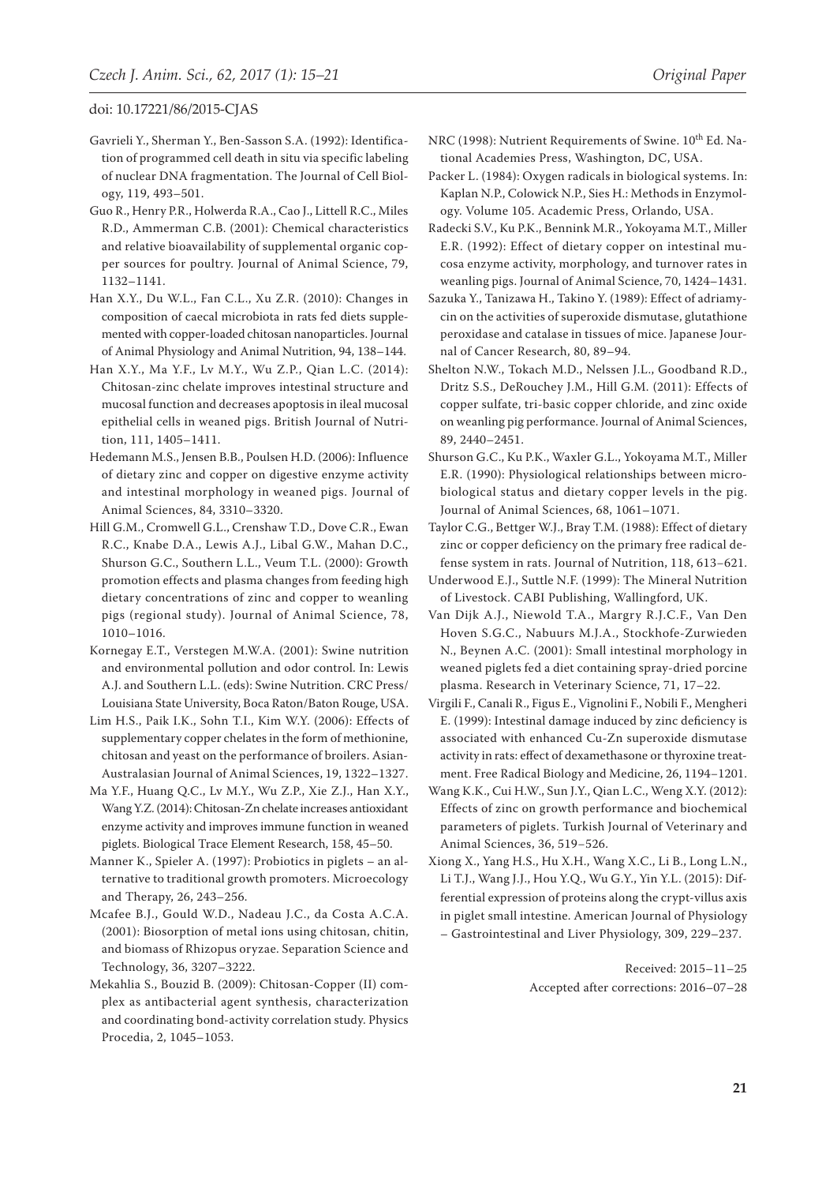Gavrieli Y., Sherman Y., Ben-Sasson S.A. (1992): Identification of programmed cell death in situ via specific labeling of nuclear DNA fragmentation. The Journal of Cell Biology, 119, 493–501.

Guo R., Henry P.R., Holwerda R.A., Cao J., Littell R.C., Miles R.D., Ammerman C.B. (2001): Chemical characteristics and relative bioavailability of supplemental organic copper sources for poultry. Journal of Animal Science, 79, 1132–1141.

Han X.Y., Du W.L., Fan C.L., Xu Z.R. (2010): Changes in composition of caecal microbiota in rats fed diets supplemented with copper-loaded chitosan nanoparticles. Journal of Animal Physiology and Animal Nutrition, 94, 138–144.

Han X.Y., Ma Y.F., Lv M.Y., Wu Z.P., Qian L.C. (2014): Chitosan-zinc chelate improves intestinal structure and mucosal function and decreases apoptosis in ileal mucosal epithelial cells in weaned pigs. British Journal of Nutrition, 111, 1405–1411.

Hedemann M.S., Jensen B.B., Poulsen H.D. (2006): Influence of dietary zinc and copper on digestive enzyme activity and intestinal morphology in weaned pigs. Journal of Animal Sciences, 84, 3310–3320.

Hill G.M., Cromwell G.L., Crenshaw T.D., Dove C.R., Ewan R.C., Knabe D.A., Lewis A.J., Libal G.W., Mahan D.C., Shurson G.C., Southern L.L., Veum T.L. (2000): Growth promotion effects and plasma changes from feeding high dietary concentrations of zinc and copper to weanling pigs (regional study). Journal of Animal Science, 78, 1010–1016.

Kornegay E.T., Verstegen M.W.A. (2001): Swine nutrition and environmental pollution and odor control. In: Lewis A.J. and Southern L.L. (eds): Swine Nutrition. CRC Press/Louisiana State University, Boca Raton/Baton Rouge, USA.

Lim H.S., Paik I.K., Sohn T.I., Kim W.Y. (2006): Effects of supplementary copper chelates in the form of methionine, chitosan and yeast on the performance of broilers. Asian-Australasian Journal of Animal Sciences, 19, 1322–1327.

Ma Y.F., Huang Q.C., Lv M.Y., Wu Z.P., Xie Z.J., Han X.Y., Wang Y.Z. (2014): Chitosan-Zn chelate increases antioxidant enzyme activity and improves immune function in weaned piglets. Biological Trace Element Research, 158, 45–50.

Manner K., Spieler A. (1997): Probiotics in piglets – an alternative to traditional growth promoters. Microecology and Therapy, 26, 243–256.

Mcafee B.J., Gould W.D., Nadeau J.C., da Costa A.C.A. (2001): Biosorption of metal ions using chitosan, chitin, and biomass of Rhizopus oryzae. Separation Science and Technology, 36, 3207–3222.

Mekahlia S., Bouzid B. (2009): Chitosan-Copper (II) complex as antibacterial agent synthesis, characterization and coordinating bond-activity correlation study. Physics Procedia, 2, 1045–1053.

NRC (1998): Nutrient Requirements of Swine. 10th Ed. National Academies Press, Washington, DC, USA.

Packer L. (1984): Oxygen radicals in biological systems. In: Kaplan N.P., Colowick N.P., Sies H.: Methods in Enzymology. Volume 105. Academic Press, Orlando, USA.

Radecki S.V., Ku P.K., Bennink M.R., Yokoyama M.T., Miller E.R. (1992): Effect of dietary copper on intestinal mucosa enzyme activity, morphology, and turnover rates in weanling pigs. Journal of Animal Science, 70, 1424–1431.

Sazuka Y., Tanizawa H., Takino Y. (1989): Effect of adriamycin on the activities of superoxide dismutase, glutathione peroxidase and catalase in tissues of mice. Japanese Journal of Cancer Research, 80, 89–94.

Shelton N.W., Tokach M.D., Nelssen J.L., Goodband R.D., Dritz S.S., DeRouchey J.M., Hill G.M. (2011): Effects of copper sulfate, tri-basic copper chloride, and zinc oxide on weanling pig performance. Journal of Animal Sciences, 89, 2440–2451.

Shurson G.C., Ku P.K., Waxler G.L., Yokoyama M.T., Miller E.R. (1990): Physiological relationships between microbiological status and dietary copper levels in the pig. Journal of Animal Sciences, 68, 1061–1071.

Taylor C.G., Bettger W.J., Bray T.M. (1988): Effect of dietary zinc or copper deficiency on the primary free radical defense system in rats. Journal of Nutrition, 118, 613–621.

Underwood E.J., Suttle N.F. (1999): The Mineral Nutrition of Livestock. CABI Publishing, Wallingford, UK.

Van Dijk A.J., Niewold T.A., Margry R.J.C.F., Van Den Hoven S.G.C., Nabuurs M.J.A., Stockhofe-Zurwieden N., Beynen A.C. (2001): Small intestinal morphology in weaned piglets fed a diet containing spray-dried porcine plasma. Research in Veterinary Science, 71, 17–22.

Virgili F., Canali R., Figus E., Vignolini F., Nobili F., Mengheri E. (1999): Intestinal damage induced by zinc deficiency is associated with enhanced Cu-Zn superoxide dismutase activity in rats: effect of dexamethasone or thyroxine treatment. Free Radical Biology and Medicine, 26, 1194–1201.

Wang K.K., Cui H.W., Sun J.Y., Qian L.C., Weng X.Y. (2012): Effects of zinc on growth performance and biochemical parameters of piglets. Turkish Journal of Veterinary and Animal Sciences, 36, 519–526.

Xiong X., Yang H.S., Hu X.H., Wang X.C., Li B., Long L.N., Li T.J., Wang J.J., Hou Y.Q., Wu G.Y., Yin Y.L. (2015): Differential expression of proteins along the crypt-villus axis in piglet small intestine. American Journal of Physiology – Gastrointestinal and Liver Physiology, 309, 229–237.

Received: 2015–11–25
Accepted after corrections: 2016–07–28